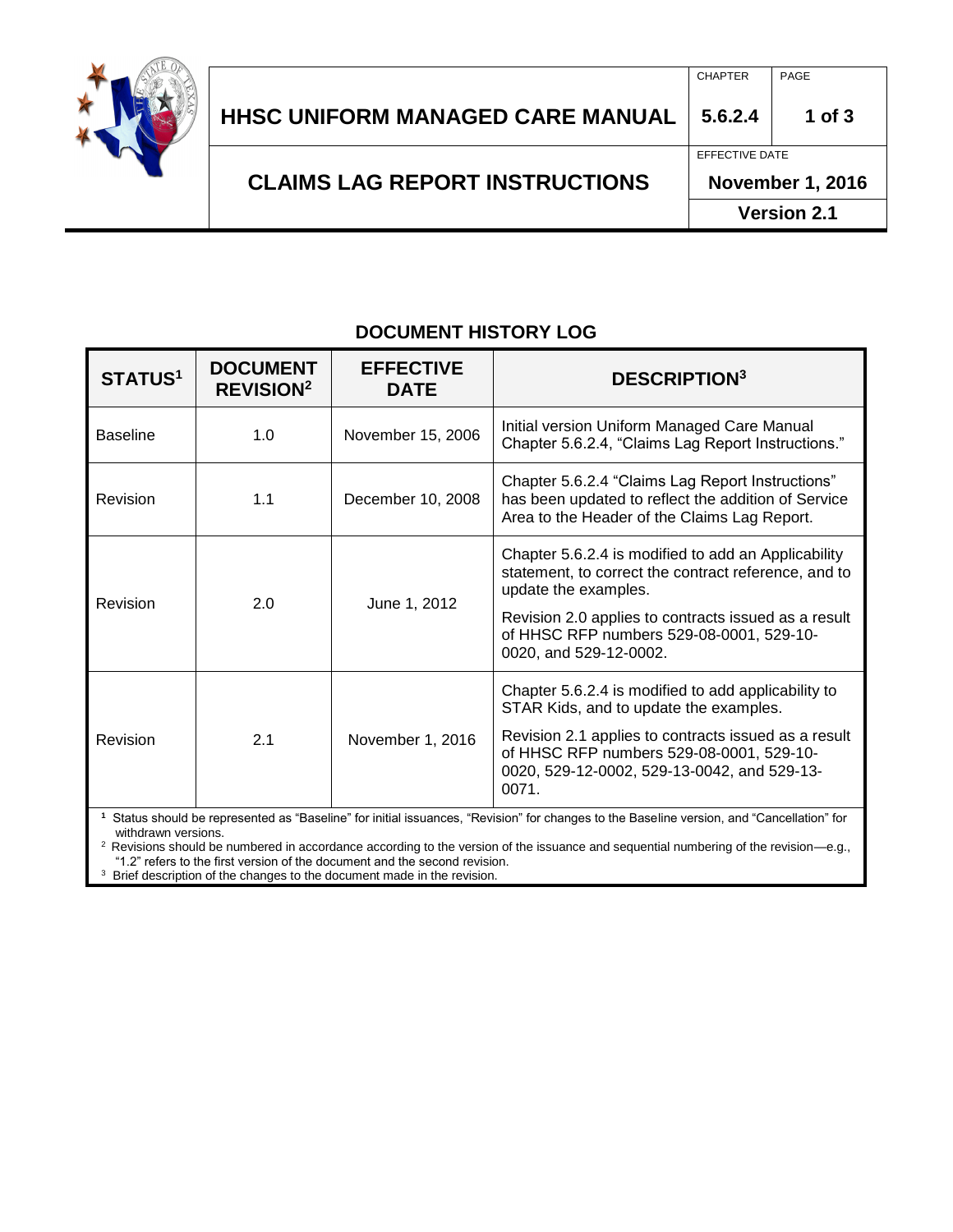# HHSC UNIFORM MANAGED CARE MANUAL

| CHAPTER | PAGE |
|---|---|
| 5.6.2.4 | 1 of 3 |

## CLAIMS LAG REPORT INSTRUCTIONS

EFFECTIVE DATE: November 1, 2016

Version 2.1

## DOCUMENT HISTORY LOG

| STATUS[1] | DOCUMENT REVISION[2] | EFFECTIVE DATE | DESCRIPTION[3] |
|---|---|---|---|
| Baseline | 1.0 | November 15, 2006 | Initial version Uniform Managed Care Manual Chapter 5.6.2.4, "Claims Lag Report Instructions." |
| Revision | 1.1 | December 10, 2008 | Chapter 5.6.2.4 "Claims Lag Report Instructions" has been updated to reflect the addition of Service Area to the Header of the Claims Lag Report. |
| Revision | 2.0 | June 1, 2012 | Chapter 5.6.2.4 is modified to add an Applicability statement, to correct the contract reference, and to update the examples.<br><br>Revision 2.0 applies to contracts issued as a result of HHSC RFP numbers 529-08-0001, 529-10-0020, and 529-12-0002. |
| Revision | 2.1 | November 1, 2016 | Chapter 5.6.2.4 is modified to add applicability to STAR Kids, and to update the examples.<br><br>Revision 2.1 applies to contracts issued as a result of HHSC RFP numbers 529-08-0001, 529-10-0020, 529-12-0002, 529-13-0042, and 529-13-0071. |

[1] Status should be represented as "Baseline" for initial issuances, "Revision" for changes to the Baseline version, and "Cancellation" for withdrawn versions.

[2] Revisions should be numbered in accordance according to the version of the issuance and sequential numbering of the revision—e.g., "1.2" refers to the first version of the document and the second revision.

[3] Brief description of the changes to the document made in the revision.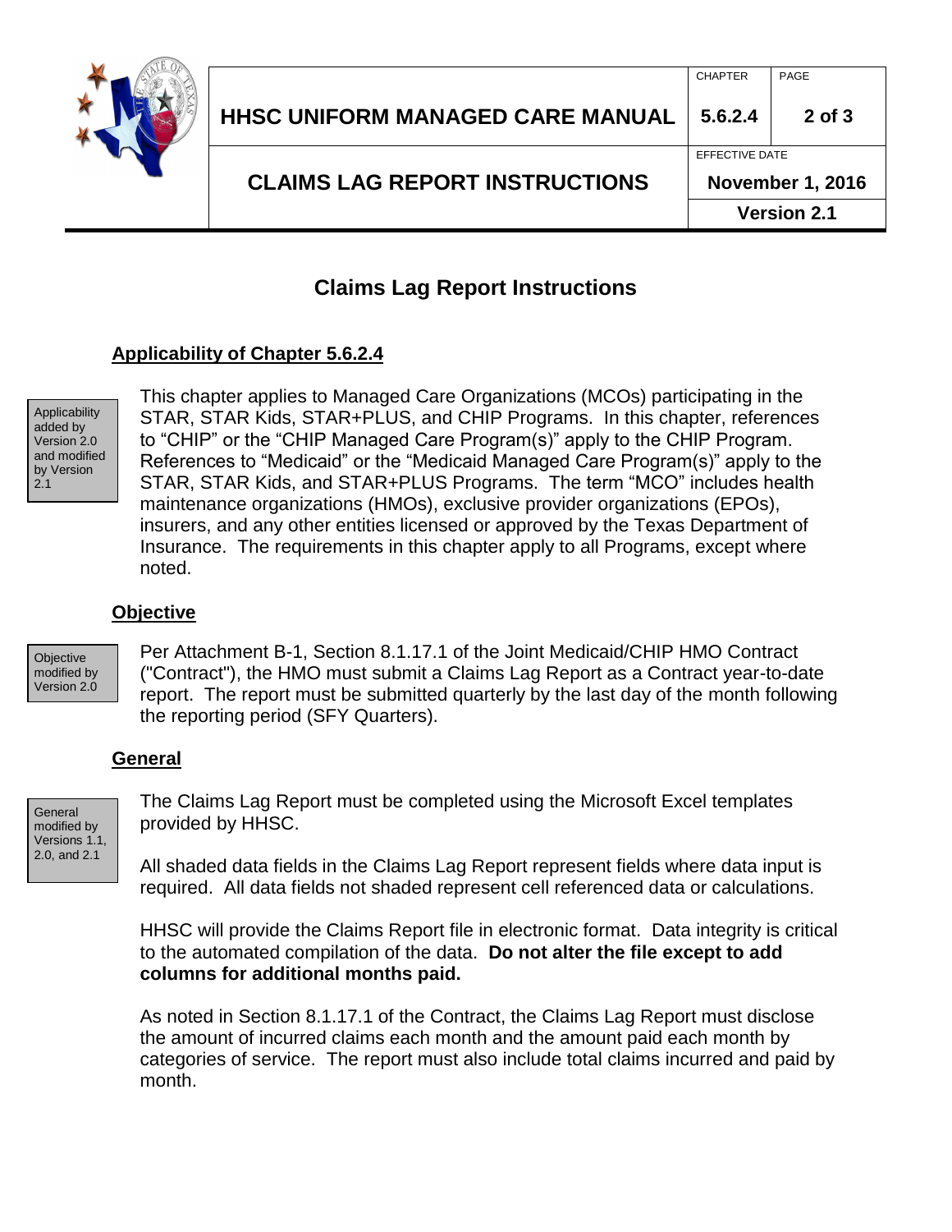# Claims Lag Report Instructions

## Applicability of Chapter 5.6.2.4

Applicability added by Version 2.0 and modified by Version 2.1

This chapter applies to Managed Care Organizations (MCOs) participating in the STAR, STAR Kids, STAR+PLUS, and CHIP Programs. In this chapter, references to "CHIP" or the "CHIP Managed Care Program(s)" apply to the CHIP Program. References to "Medicaid" or the "Medicaid Managed Care Program(s)" apply to the STAR, STAR Kids, and STAR+PLUS Programs. The term "MCO" includes health maintenance organizations (HMOs), exclusive provider organizations (EPOs), insurers, and any other entities licensed or approved by the Texas Department of Insurance. The requirements in this chapter apply to all Programs, except where noted.

## Objective

Objective modified by Version 2.0

Per Attachment B-1, Section 8.1.17.1 of the Joint Medicaid/CHIP HMO Contract ("Contract"), the HMO must submit a Claims Lag Report as a Contract year-to-date report. The report must be submitted quarterly by the last day of the month following the reporting period (SFY Quarters).

## General

General modified by Versions 1.1, 2.0, and 2.1

The Claims Lag Report must be completed using the Microsoft Excel templates provided by HHSC.

All shaded data fields in the Claims Lag Report represent fields where data input is required. All data fields not shaded represent cell referenced data or calculations.

HHSC will provide the Claims Report file in electronic format. Data integrity is critical to the automated compilation of the data. **Do not alter the file except to add columns for additional months paid.**

As noted in Section 8.1.17.1 of the Contract, the Claims Lag Report must disclose the amount of incurred claims each month and the amount paid each month by categories of service. The report must also include total claims incurred and paid by month.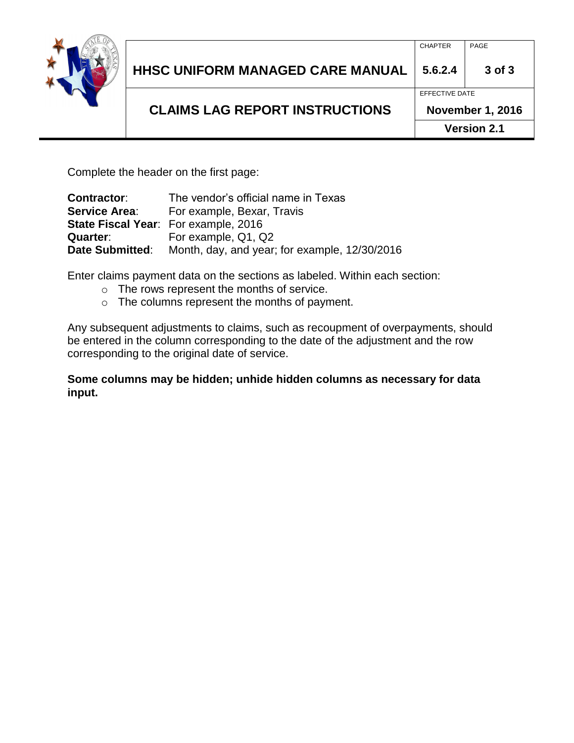Complete the header on the first page:

**Contractor**: The vendor's official name in Texas
**Service Area**: For example, Bexar, Travis
**State Fiscal Year**: For example, 2016
**Quarter**: For example, Q1, Q2
**Date Submitted**: Month, day, and year; for example, 12/30/2016

Enter claims payment data on the sections as labeled. Within each section:

- The rows represent the months of service.
- The columns represent the months of payment.

Any subsequent adjustments to claims, such as recoupment of overpayments, should be entered in the column corresponding to the date of the adjustment and the row corresponding to the original date of service.

**Some columns may be hidden; unhide hidden columns as necessary for data input.**